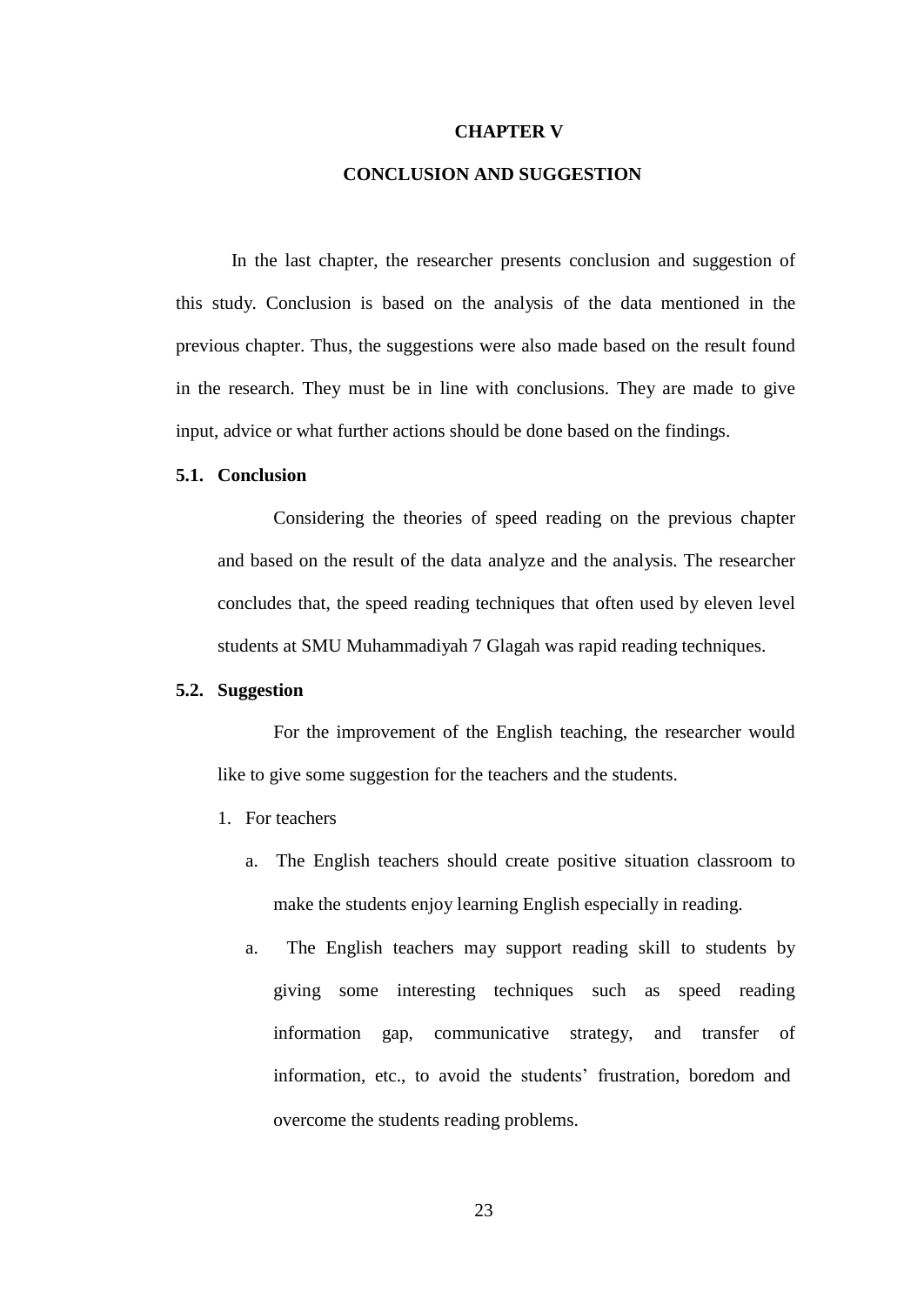# CHAPTER V

# CONCLUSION AND SUGGESTION

In the last chapter, the researcher presents conclusion and suggestion of this study. Conclusion is based on the analysis of the data mentioned in the previous chapter. Thus, the suggestions were also made based on the result found in the research. They must be in line with conclusions. They are made to give input, advice or what further actions should be done based on the findings.

## 5.1. Conclusion

Considering the theories of speed reading on the previous chapter and based on the result of the data analyze and the analysis. The researcher concludes that, the speed reading techniques that often used by eleven level students at SMU Muhammadiyah 7 Glagah was rapid reading techniques.

## 5.2. Suggestion

For the improvement of the English teaching, the researcher would like to give some suggestion for the teachers and the students.

1. For teachers
   a. The English teachers should create positive situation classroom to make the students enjoy learning English especially in reading.
   a. The English teachers may support reading skill to students by giving some interesting techniques such as speed reading information gap, communicative strategy, and transfer of information, etc., to avoid the students' frustration, boredom and overcome the students reading problems.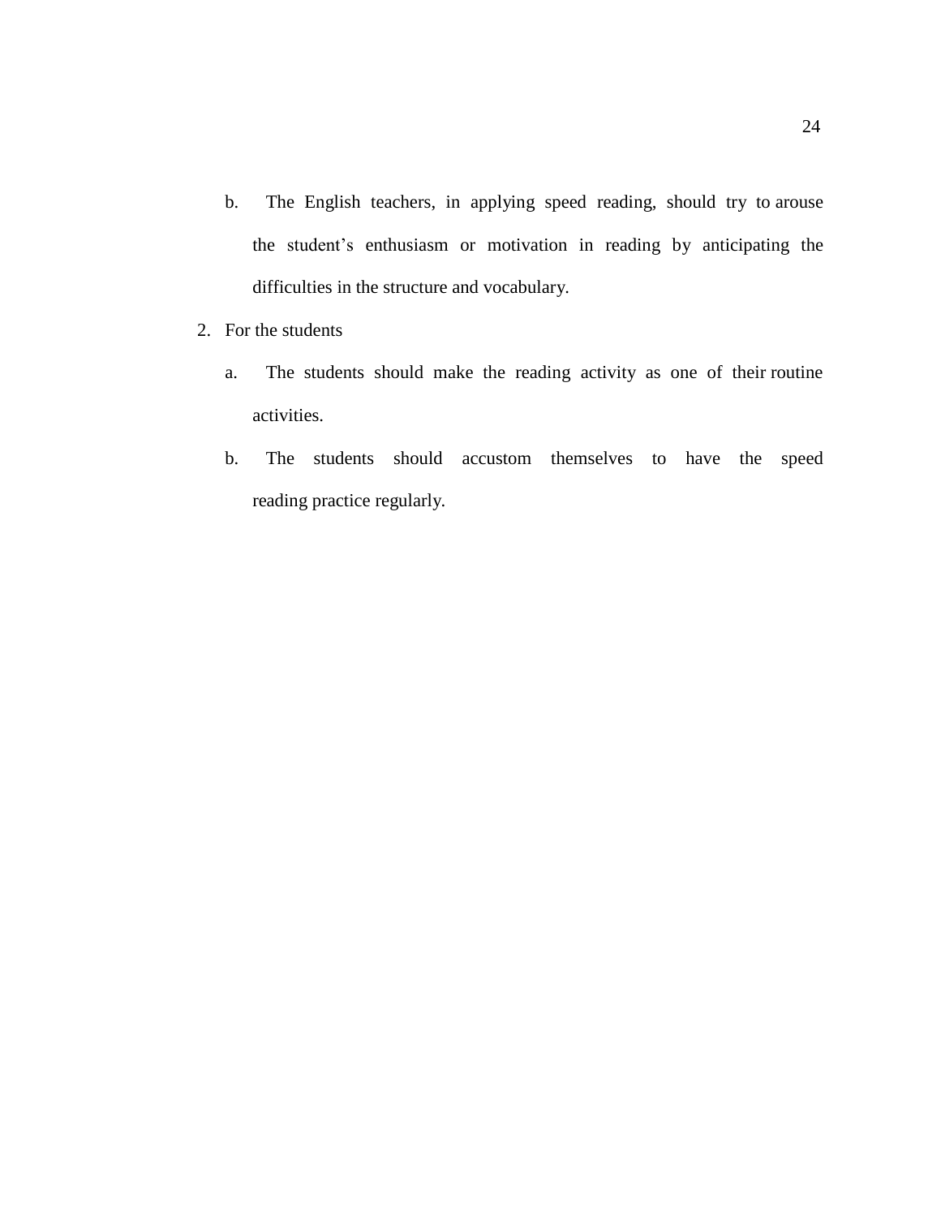b. The English teachers, in applying speed reading, should try to arouse the student’s enthusiasm or motivation in reading by anticipating the difficulties in the structure and vocabulary.

2. For the students

   a. The students should make the reading activity as one of their routine activities.

   b. The students should accustom themselves to have the speed reading practice regularly.